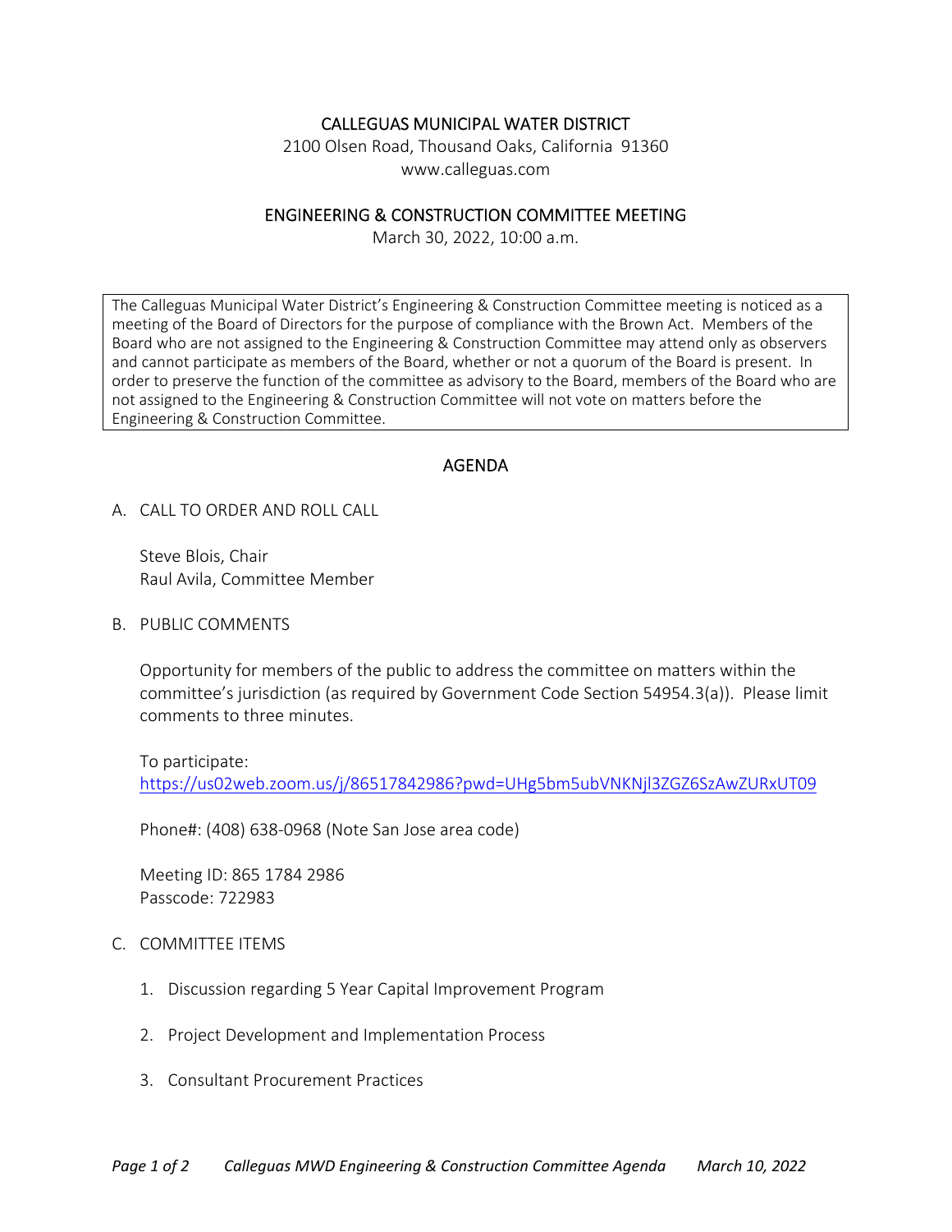# CALLEGUAS MUNICIPAL WATER DISTRICT

2100 Olsen Road, Thousand Oaks, California 91360
www.calleguas.com

## ENGINEERING & CONSTRUCTION COMMITTEE MEETING

March 30, 2022, 10:00 a.m.

The Calleguas Municipal Water District's Engineering & Construction Committee meeting is noticed as a meeting of the Board of Directors for the purpose of compliance with the Brown Act. Members of the Board who are not assigned to the Engineering & Construction Committee may attend only as observers and cannot participate as members of the Board, whether or not a quorum of the Board is present. In order to preserve the function of the committee as advisory to the Board, members of the Board who are not assigned to the Engineering & Construction Committee will not vote on matters before the Engineering & Construction Committee.

## AGENDA

A. CALL TO ORDER AND ROLL CALL

Steve Blois, Chair
Raul Avila, Committee Member

B. PUBLIC COMMENTS

Opportunity for members of the public to address the committee on matters within the committee's jurisdiction (as required by Government Code Section 54954.3(a)). Please limit comments to three minutes.

To participate:
https://us02web.zoom.us/j/86517842986?pwd=UHg5bm5ubVNKNjl3ZGZ6SzAwZURxUT09

Phone#: (408) 638-0968 (Note San Jose area code)

Meeting ID: 865 1784 2986
Passcode: 722983

C. COMMITTEE ITEMS

1. Discussion regarding 5 Year Capital Improvement Program
2. Project Development and Implementation Process
3. Consultant Procurement Practices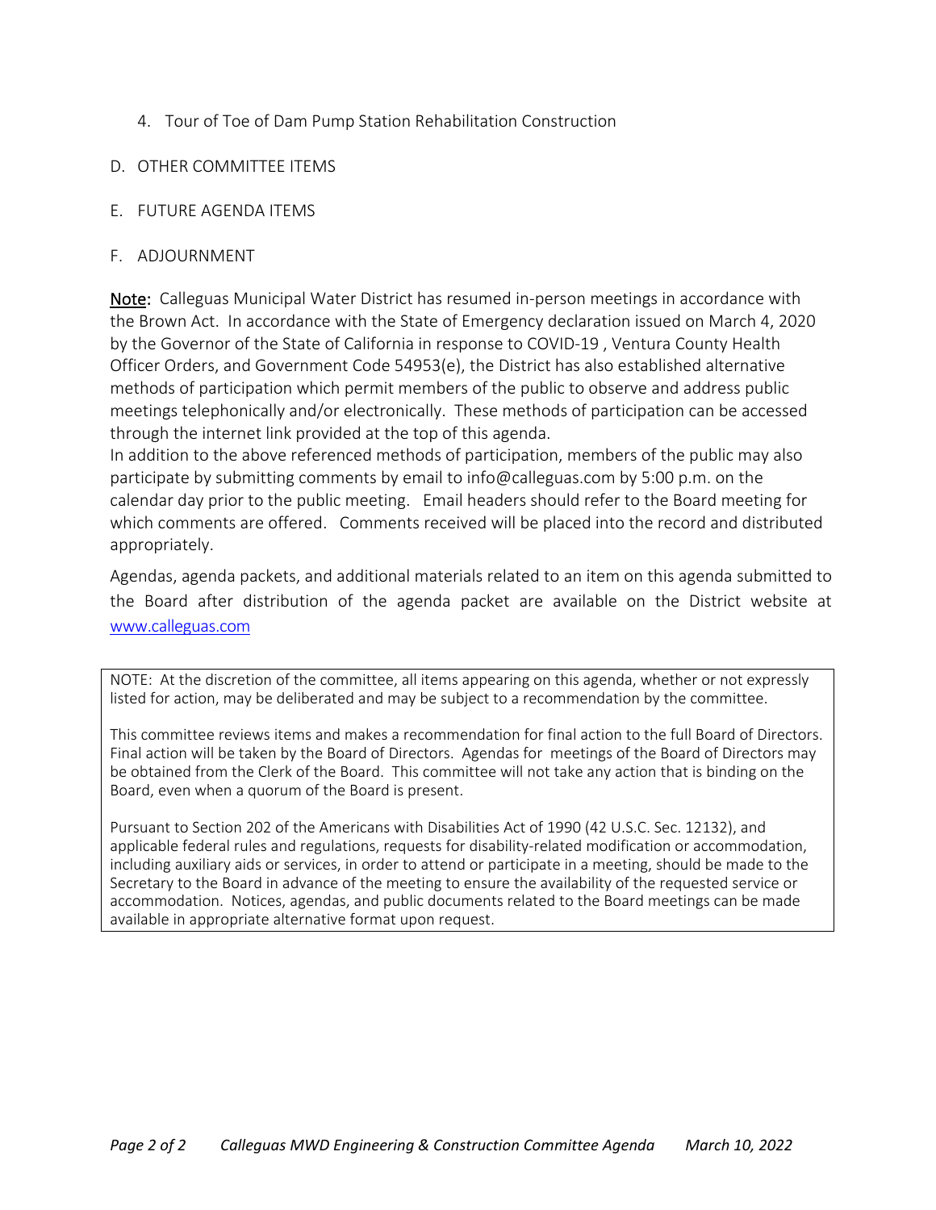4. Tour of Toe of Dam Pump Station Rehabilitation Construction

D. OTHER COMMITTEE ITEMS

E. FUTURE AGENDA ITEMS

F. ADJOURNMENT

**Note:** Calleguas Municipal Water District has resumed in-person meetings in accordance with the Brown Act. In accordance with the State of Emergency declaration issued on March 4, 2020 by the Governor of the State of California in response to COVID-19 , Ventura County Health Officer Orders, and Government Code 54953(e), the District has also established alternative methods of participation which permit members of the public to observe and address public meetings telephonically and/or electronically. These methods of participation can be accessed through the internet link provided at the top of this agenda.
In addition to the above referenced methods of participation, members of the public may also participate by submitting comments by email to info@calleguas.com by 5:00 p.m. on the calendar day prior to the public meeting. Email headers should refer to the Board meeting for which comments are offered. Comments received will be placed into the record and distributed appropriately.

Agendas, agenda packets, and additional materials related to an item on this agenda submitted to the Board after distribution of the agenda packet are available on the District website at [www.calleguas.com](www.calleguas.com)

NOTE: At the discretion of the committee, all items appearing on this agenda, whether or not expressly listed for action, may be deliberated and may be subject to a recommendation by the committee.

This committee reviews items and makes a recommendation for final action to the full Board of Directors. Final action will be taken by the Board of Directors. Agendas for meetings of the Board of Directors may be obtained from the Clerk of the Board. This committee will not take any action that is binding on the Board, even when a quorum of the Board is present.

Pursuant to Section 202 of the Americans with Disabilities Act of 1990 (42 U.S.C. Sec. 12132), and applicable federal rules and regulations, requests for disability-related modification or accommodation, including auxiliary aids or services, in order to attend or participate in a meeting, should be made to the Secretary to the Board in advance of the meeting to ensure the availability of the requested service or accommodation. Notices, agendas, and public documents related to the Board meetings can be made available in appropriate alternative format upon request.